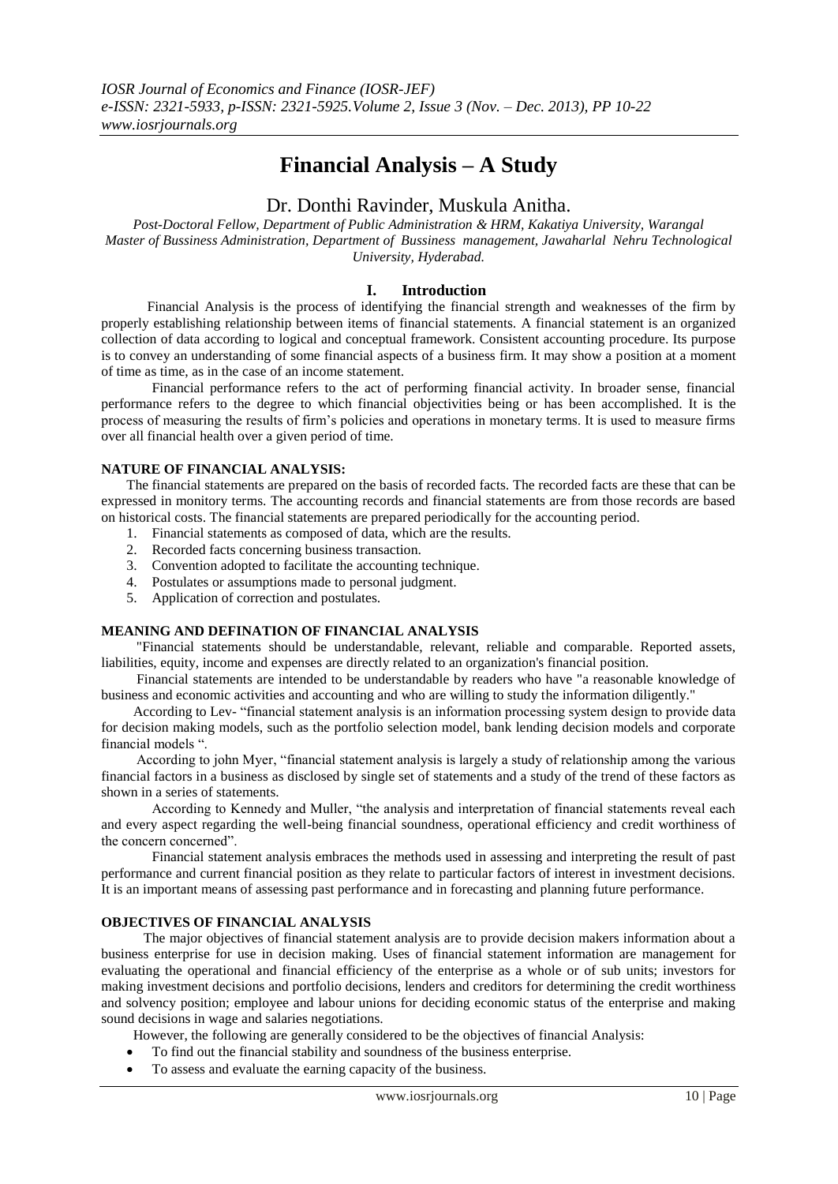# Financial Analysis – A Study

Dr. Donthi Ravinder, Muskula Anitha.

*Post-Doctoral Fellow, Department of Public Administration & HRM, Kakatiya University, Warangal*
*Master of Bussiness Administration, Department of Bussiness management, Jawaharlal Nehru Technological University, Hyderabad.*

## I. Introduction

Financial Analysis is the process of identifying the financial strength and weaknesses of the firm by properly establishing relationship between items of financial statements. A financial statement is an organized collection of data according to logical and conceptual framework. Consistent accounting procedure. Its purpose is to convey an understanding of some financial aspects of a business firm. It may show a position at a moment of time as time, as in the case of an income statement.

Financial performance refers to the act of performing financial activity. In broader sense, financial performance refers to the degree to which financial objectivities being or has been accomplished. It is the process of measuring the results of firm's policies and operations in monetary terms. It is used to measure firms over all financial health over a given period of time.

### NATURE OF FINANCIAL ANALYSIS:

The financial statements are prepared on the basis of recorded facts. The recorded facts are these that can be expressed in monitory terms. The accounting records and financial statements are from those records are based on historical costs. The financial statements are prepared periodically for the accounting period.

1. Financial statements as composed of data, which are the results.
2. Recorded facts concerning business transaction.
3. Convention adopted to facilitate the accounting technique.
4. Postulates or assumptions made to personal judgment.
5. Application of correction and postulates.

### MEANING AND DEFINATION OF FINANCIAL ANALYSIS

"Financial statements should be understandable, relevant, reliable and comparable. Reported assets, liabilities, equity, income and expenses are directly related to an organization's financial position.

Financial statements are intended to be understandable by readers who have "a reasonable knowledge of business and economic activities and accounting and who are willing to study the information diligently."

According to Lev- "financial statement analysis is an information processing system design to provide data for decision making models, such as the portfolio selection model, bank lending decision models and corporate financial models ".

According to john Myer, "financial statement analysis is largely a study of relationship among the various financial factors in a business as disclosed by single set of statements and a study of the trend of these factors as shown in a series of statements.

According to Kennedy and Muller, "the analysis and interpretation of financial statements reveal each and every aspect regarding the well-being financial soundness, operational efficiency and credit worthiness of the concern concerned".

Financial statement analysis embraces the methods used in assessing and interpreting the result of past performance and current financial position as they relate to particular factors of interest in investment decisions. It is an important means of assessing past performance and in forecasting and planning future performance.

### OBJECTIVES OF FINANCIAL ANALYSIS

The major objectives of financial statement analysis are to provide decision makers information about a business enterprise for use in decision making. Uses of financial statement information are management for evaluating the operational and financial efficiency of the enterprise as a whole or of sub units; investors for making investment decisions and portfolio decisions, lenders and creditors for determining the credit worthiness and solvency position; employee and labour unions for deciding economic status of the enterprise and making sound decisions in wage and salaries negotiations.

However, the following are generally considered to be the objectives of financial Analysis:

- To find out the financial stability and soundness of the business enterprise.
- To assess and evaluate the earning capacity of the business.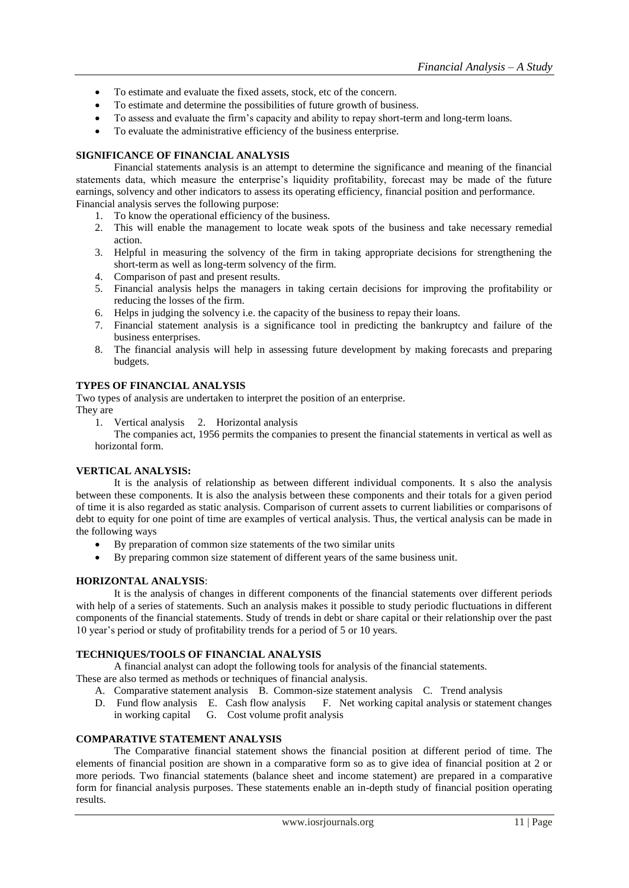- To estimate and evaluate the fixed assets, stock, etc of the concern.
- To estimate and determine the possibilities of future growth of business.
- To assess and evaluate the firm's capacity and ability to repay short-term and long-term loans.
- To evaluate the administrative efficiency of the business enterprise.

**SIGNIFICANCE OF FINANCIAL ANALYSIS**

Financial statements analysis is an attempt to determine the significance and meaning of the financial statements data, which measure the enterprise's liquidity profitability, forecast may be made of the future earnings, solvency and other indicators to assess its operating efficiency, financial position and performance. Financial analysis serves the following purpose:

1. To know the operational efficiency of the business.
2. This will enable the management to locate weak spots of the business and take necessary remedial action.
3. Helpful in measuring the solvency of the firm in taking appropriate decisions for strengthening the short-term as well as long-term solvency of the firm.
4. Comparison of past and present results.
5. Financial analysis helps the managers in taking certain decisions for improving the profitability or reducing the losses of the firm.
6. Helps in judging the solvency i.e. the capacity of the business to repay their loans.
7. Financial statement analysis is a significance tool in predicting the bankruptcy and failure of the business enterprises.
8. The financial analysis will help in assessing future development by making forecasts and preparing budgets.

**TYPES OF FINANCIAL ANALYSIS**

Two types of analysis are undertaken to interpret the position of an enterprise.
They are

1. Vertical analysis 2. Horizontal analysis

The companies act, 1956 permits the companies to present the financial statements in vertical as well as horizontal form.

**VERTICAL ANALYSIS:**

It is the analysis of relationship as between different individual components. It s also the analysis between these components. It is also the analysis between these components and their totals for a given period of time it is also regarded as static analysis. Comparison of current assets to current liabilities or comparisons of debt to equity for one point of time are examples of vertical analysis. Thus, the vertical analysis can be made in the following ways

- By preparation of common size statements of the two similar units
- By preparing common size statement of different years of the same business unit.

**HORIZONTAL ANALYSIS**:

It is the analysis of changes in different components of the financial statements over different periods with help of a series of statements. Such an analysis makes it possible to study periodic fluctuations in different components of the financial statements. Study of trends in debt or share capital or their relationship over the past 10 year's period or study of profitability trends for a period of 5 or 10 years.

**TECHNIQUES/TOOLS OF FINANCIAL ANALYSIS**

A financial analyst can adopt the following tools for analysis of the financial statements.
These are also termed as methods or techniques of financial analysis.

A. Comparative statement analysis B. Common-size statement analysis C. Trend analysis
D. Fund flow analysis E. Cash flow analysis F. Net working capital analysis or statement changes in working capital G. Cost volume profit analysis

**COMPARATIVE STATEMENT ANALYSIS**

The Comparative financial statement shows the financial position at different period of time. The elements of financial position are shown in a comparative form so as to give idea of financial position at 2 or more periods. Two financial statements (balance sheet and income statement) are prepared in a comparative form for financial analysis purposes. These statements enable an in-depth study of financial position operating results.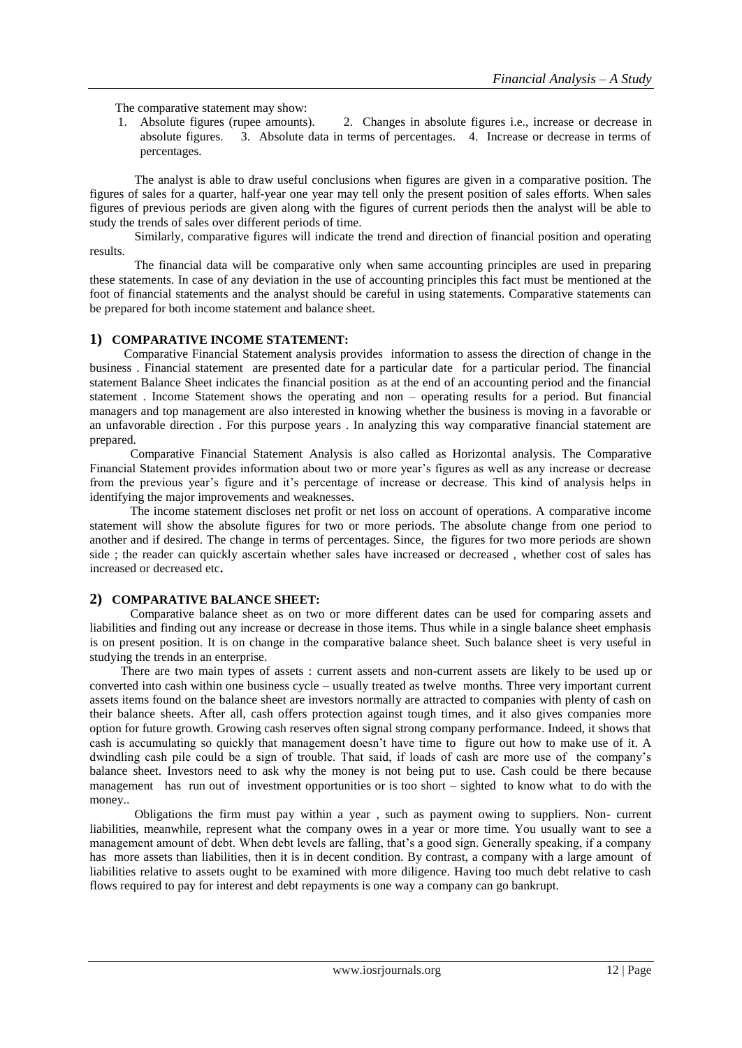The comparative statement may show:

1. Absolute figures (rupee amounts). 2. Changes in absolute figures i.e., increase or decrease in absolute figures. 3. Absolute data in terms of percentages. 4. Increase or decrease in terms of percentages.

The analyst is able to draw useful conclusions when figures are given in a comparative position. The figures of sales for a quarter, half-year one year may tell only the present position of sales efforts. When sales figures of previous periods are given along with the figures of current periods then the analyst will be able to study the trends of sales over different periods of time.

Similarly, comparative figures will indicate the trend and direction of financial position and operating results.

The financial data will be comparative only when same accounting principles are used in preparing these statements. In case of any deviation in the use of accounting principles this fact must be mentioned at the foot of financial statements and the analyst should be careful in using statements. Comparative statements can be prepared for both income statement and balance sheet.

## 1) COMPARATIVE INCOME STATEMENT:

Comparative Financial Statement analysis provides information to assess the direction of change in the business . Financial statement are presented date for a particular date for a particular period. The financial statement Balance Sheet indicates the financial position as at the end of an accounting period and the financial statement . Income Statement shows the operating and non – operating results for a period. But financial managers and top management are also interested in knowing whether the business is moving in a favorable or an unfavorable direction . For this purpose years . In analyzing this way comparative financial statement are prepared.

Comparative Financial Statement Analysis is also called as Horizontal analysis. The Comparative Financial Statement provides information about two or more year's figures as well as any increase or decrease from the previous year's figure and it's percentage of increase or decrease. This kind of analysis helps in identifying the major improvements and weaknesses.

The income statement discloses net profit or net loss on account of operations. A comparative income statement will show the absolute figures for two or more periods. The absolute change from one period to another and if desired. The change in terms of percentages. Since, the figures for two more periods are shown side ; the reader can quickly ascertain whether sales have increased or decreased , whether cost of sales has increased or decreased etc**.**

## 2) COMPARATIVE BALANCE SHEET:

Comparative balance sheet as on two or more different dates can be used for comparing assets and liabilities and finding out any increase or decrease in those items. Thus while in a single balance sheet emphasis is on present position. It is on change in the comparative balance sheet. Such balance sheet is very useful in studying the trends in an enterprise.

There are two main types of assets : current assets and non-current assets are likely to be used up or converted into cash within one business cycle – usually treated as twelve months. Three very important current assets items found on the balance sheet are investors normally are attracted to companies with plenty of cash on their balance sheets. After all, cash offers protection against tough times, and it also gives companies more option for future growth. Growing cash reserves often signal strong company performance. Indeed, it shows that cash is accumulating so quickly that management doesn't have time to figure out how to make use of it. A dwindling cash pile could be a sign of trouble. That said, if loads of cash are more use of the company's balance sheet. Investors need to ask why the money is not being put to use. Cash could be there because management has run out of investment opportunities or is too short – sighted to know what to do with the money..

Obligations the firm must pay within a year , such as payment owing to suppliers. Non- current liabilities, meanwhile, represent what the company owes in a year or more time. You usually want to see a management amount of debt. When debt levels are falling, that's a good sign. Generally speaking, if a company has more assets than liabilities, then it is in decent condition. By contrast, a company with a large amount of liabilities relative to assets ought to be examined with more diligence. Having too much debt relative to cash flows required to pay for interest and debt repayments is one way a company can go bankrupt.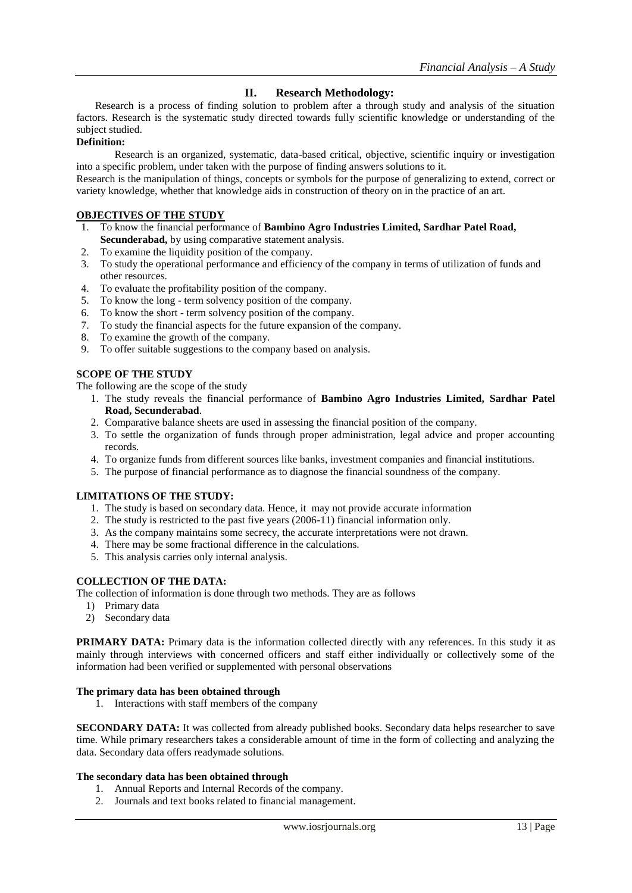## II. Research Methodology:

Research is a process of finding solution to problem after a through study and analysis of the situation factors. Research is the systematic study directed towards fully scientific knowledge or understanding of the subject studied.

**Definition:**

Research is an organized, systematic, data-based critical, objective, scientific inquiry or investigation into a specific problem, under taken with the purpose of finding answers solutions to it.

Research is the manipulation of things, concepts or symbols for the purpose of generalizing to extend, correct or variety knowledge, whether that knowledge aids in construction of theory on in the practice of an art.

**OBJECTIVES OF THE STUDY**

1. To know the financial performance of **Bambino Agro Industries Limited, Sardhar Patel Road, Secunderabad,** by using comparative statement analysis.
2. To examine the liquidity position of the company.
3. To study the operational performance and efficiency of the company in terms of utilization of funds and other resources.
4. To evaluate the profitability position of the company.
5. To know the long - term solvency position of the company.
6. To know the short - term solvency position of the company.
7. To study the financial aspects for the future expansion of the company.
8. To examine the growth of the company.
9. To offer suitable suggestions to the company based on analysis.

**SCOPE OF THE STUDY**

The following are the scope of the study

1. The study reveals the financial performance of **Bambino Agro Industries Limited, Sardhar Patel Road, Secunderabad**.
2. Comparative balance sheets are used in assessing the financial position of the company.
3. To settle the organization of funds through proper administration, legal advice and proper accounting records.
4. To organize funds from different sources like banks, investment companies and financial institutions.
5. The purpose of financial performance as to diagnose the financial soundness of the company.

**LIMITATIONS OF THE STUDY:**

1. The study is based on secondary data. Hence, it may not provide accurate information
2. The study is restricted to the past five years (2006-11) financial information only.
3. As the company maintains some secrecy, the accurate interpretations were not drawn.
4. There may be some fractional difference in the calculations.
5. This analysis carries only internal analysis.

**COLLECTION OF THE DATA:**

The collection of information is done through two methods. They are as follows

1) Primary data
2) Secondary data

**PRIMARY DATA:** Primary data is the information collected directly with any references. In this study it as mainly through interviews with concerned officers and staff either individually or collectively some of the information had been verified or supplemented with personal observations

**The primary data has been obtained through**

1. Interactions with staff members of the company

**SECONDARY DATA:** It was collected from already published books. Secondary data helps researcher to save time. While primary researchers takes a considerable amount of time in the form of collecting and analyzing the data. Secondary data offers readymade solutions.

**The secondary data has been obtained through**

1. Annual Reports and Internal Records of the company.
2. Journals and text books related to financial management.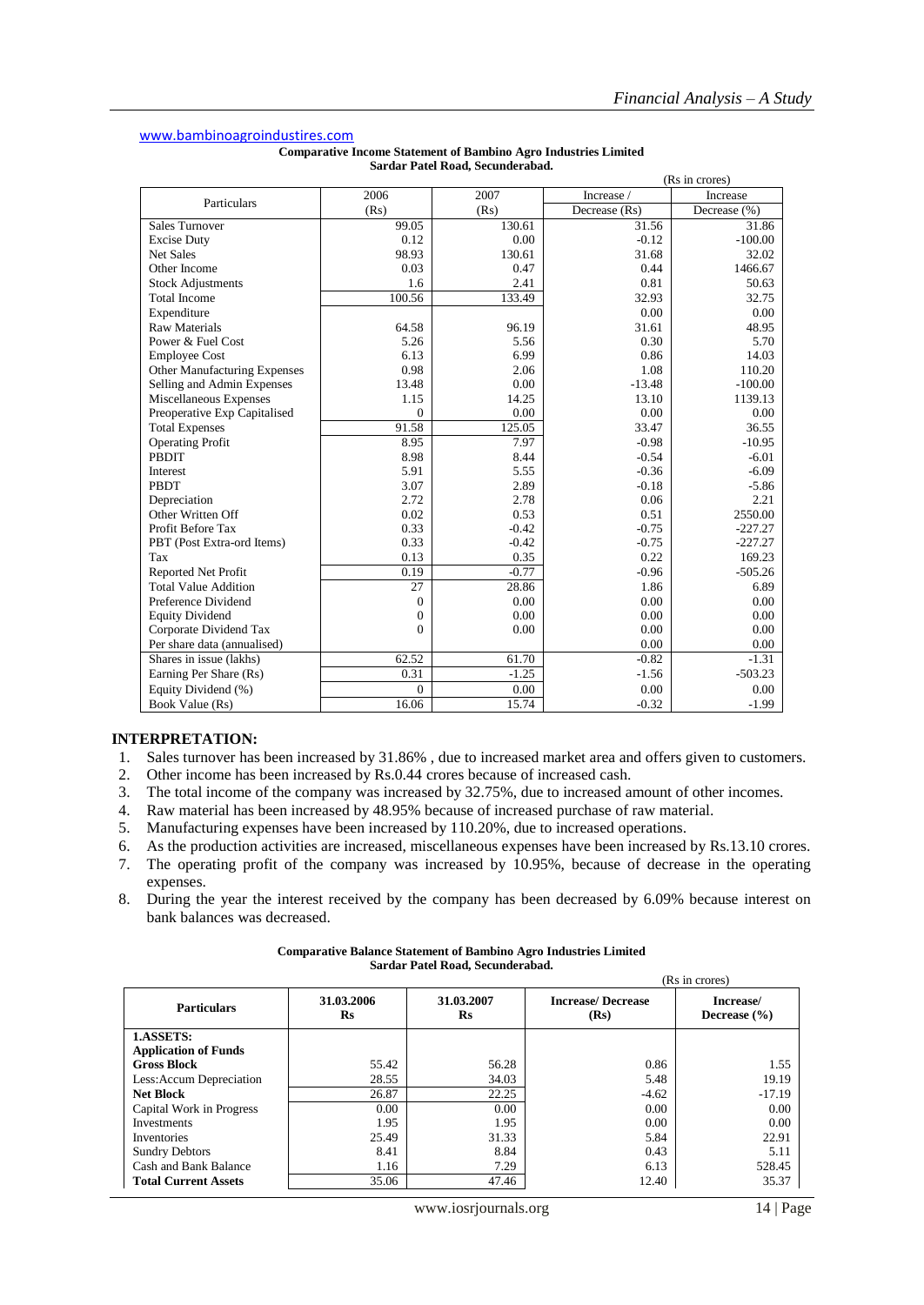www.bambinoagroindustires.com

**Comparative Income Statement of Bambino Agro Industries Limited**
**Sardar Patel Road, Secunderabad.**

(Rs in crores)

| Particulars | 2006 (Rs) | 2007 (Rs) | Increase / Decrease (Rs) | Increase Decrease (%) |
|---|---|---|---|---|
| Sales Turnover | 99.05 | 130.61 | 31.56 | 31.86 |
| Excise Duty | 0.12 | 0.00 | -0.12 | -100.00 |
| Net Sales | 98.93 | 130.61 | 31.68 | 32.02 |
| Other Income | 0.03 | 0.47 | 0.44 | 1466.67 |
| Stock Adjustments | 1.6 | 2.41 | 0.81 | 50.63 |
| Total Income | 100.56 | 133.49 | 32.93 | 32.75 |
| Expenditure | | | 0.00 | 0.00 |
| Raw Materials | 64.58 | 96.19 | 31.61 | 48.95 |
| Power & Fuel Cost | 5.26 | 5.56 | 0.30 | 5.70 |
| Employee Cost | 6.13 | 6.99 | 0.86 | 14.03 |
| Other Manufacturing Expenses | 0.98 | 2.06 | 1.08 | 110.20 |
| Selling and Admin Expenses | 13.48 | 0.00 | -13.48 | -100.00 |
| Miscellaneous Expenses | 1.15 | 14.25 | 13.10 | 1139.13 |
| Preoperative Exp Capitalised | 0 | 0.00 | 0.00 | 0.00 |
| Total Expenses | 91.58 | 125.05 | 33.47 | 36.55 |
| Operating Profit | 8.95 | 7.97 | -0.98 | -10.95 |
| PBDIT | 8.98 | 8.44 | -0.54 | -6.01 |
| Interest | 5.91 | 5.55 | -0.36 | -6.09 |
| PBDT | 3.07 | 2.89 | -0.18 | -5.86 |
| Depreciation | 2.72 | 2.78 | 0.06 | 2.21 |
| Other Written Off | 0.02 | 0.53 | 0.51 | 2550.00 |
| Profit Before Tax | 0.33 | -0.42 | -0.75 | -227.27 |
| PBT (Post Extra-ord Items) | 0.33 | -0.42 | -0.75 | -227.27 |
| Tax | 0.13 | 0.35 | 0.22 | 169.23 |
| Reported Net Profit | 0.19 | -0.77 | -0.96 | -505.26 |
| Total Value Addition | 27 | 28.86 | 1.86 | 6.89 |
| Preference Dividend | 0 | 0.00 | 0.00 | 0.00 |
| Equity Dividend | 0 | 0.00 | 0.00 | 0.00 |
| Corporate Dividend Tax | 0 | 0.00 | 0.00 | 0.00 |
| Per share data (annualised) | | | 0.00 | 0.00 |
| Shares in issue (lakhs) | 62.52 | 61.70 | -0.82 | -1.31 |
| Earning Per Share (Rs) | 0.31 | -1.25 | -1.56 | -503.23 |
| Equity Dividend (%) | 0 | 0.00 | 0.00 | 0.00 |
| Book Value (Rs) | 16.06 | 15.74 | -0.32 | -1.99 |

## INTERPRETATION:

1. Sales turnover has been increased by 31.86% , due to increased market area and offers given to customers.
2. Other income has been increased by Rs.0.44 crores because of increased cash.
3. The total income of the company was increased by 32.75%, due to increased amount of other incomes.
4. Raw material has been increased by 48.95% because of increased purchase of raw material.
5. Manufacturing expenses have been increased by 110.20%, due to increased operations.
6. As the production activities are increased, miscellaneous expenses have been increased by Rs.13.10 crores.
7. The operating profit of the company was increased by 10.95%, because of decrease in the operating expenses.
8. During the year the interest received by the company has been decreased by 6.09% because interest on bank balances was decreased.

**Comparative Balance Statement of Bambino Agro Industries Limited**
**Sardar Patel Road, Secunderabad.**

(Rs in crores)

| Particulars | 31.03.2006 Rs | 31.03.2007 Rs | Increase/ Decrease (Rs) | Increase/ Decrease (%) |
|---|---|---|---|---|
| **1.ASSETS:** | | | | |
| **Application of Funds** | | | | |
| **Gross Block** | 55.42 | 56.28 | 0.86 | 1.55 |
| Less:Accum Depreciation | 28.55 | 34.03 | 5.48 | 19.19 |
| **Net Block** | 26.87 | 22.25 | -4.62 | -17.19 |
| Capital Work in Progress | 0.00 | 0.00 | 0.00 | 0.00 |
| Investments | 1.95 | 1.95 | 0.00 | 0.00 |
| Inventories | 25.49 | 31.33 | 5.84 | 22.91 |
| Sundry Debtors | 8.41 | 8.84 | 0.43 | 5.11 |
| Cash and Bank Balance | 1.16 | 7.29 | 6.13 | 528.45 |
| **Total Current Assets** | 35.06 | 47.46 | 12.40 | 35.37 |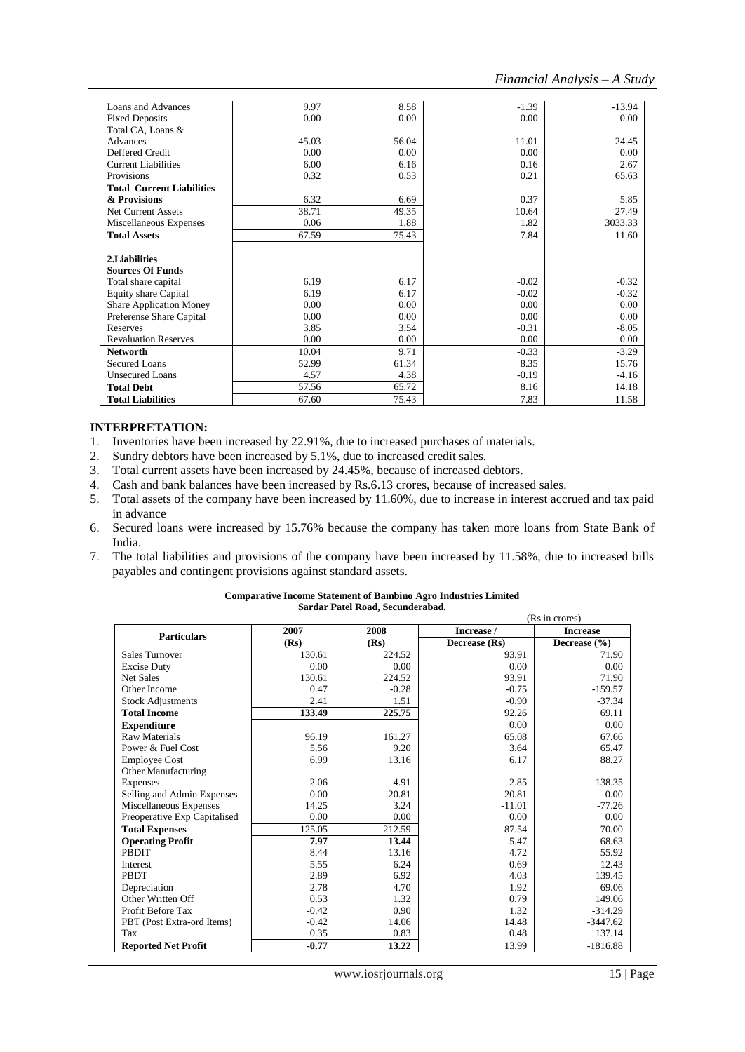| | | | | |
|---|---|---|---|---|
| Loans and Advances | 9.97 | 8.58 | -1.39 | -13.94 |
| Fixed Deposits | 0.00 | 0.00 | 0.00 | 0.00 |
| Total CA, Loans & Advances | 45.03 | 56.04 | 11.01 | 24.45 |
| Deffered Credit | 0.00 | 0.00 | 0.00 | 0.00 |
| Current Liabilities | 6.00 | 6.16 | 0.16 | 2.67 |
| Provisions | 0.32 | 0.53 | 0.21 | 65.63 |
| **Total Current Liabilities & Provisions** | 6.32 | 6.69 | 0.37 | 5.85 |
| Net Current Assets | 38.71 | 49.35 | 10.64 | 27.49 |
| Miscellaneous Expenses | 0.06 | 1.88 | 1.82 | 3033.33 |
| **Total Assets** | 67.59 | 75.43 | 7.84 | 11.60 |
| **2.Liabilities** | | | | |
| **Sources Of Funds** | | | | |
| Total share capital | 6.19 | 6.17 | -0.02 | -0.32 |
| Equity share Capital | 6.19 | 6.17 | -0.02 | -0.32 |
| Share Application Money | 0.00 | 0.00 | 0.00 | 0.00 |
| Preferense Share Capital | 0.00 | 0.00 | 0.00 | 0.00 |
| Reserves | 3.85 | 3.54 | -0.31 | -8.05 |
| Revaluation Reserves | 0.00 | 0.00 | 0.00 | 0.00 |
| **Networth** | 10.04 | 9.71 | -0.33 | -3.29 |
| Secured Loans | 52.99 | 61.34 | 8.35 | 15.76 |
| Unsecured Loans | 4.57 | 4.38 | -0.19 | -4.16 |
| **Total Debt** | 57.56 | 65.72 | 8.16 | 14.18 |
| **Total Liabilities** | 67.60 | 75.43 | 7.83 | 11.58 |

### INTERPRETATION:

1. Inventories have been increased by 22.91%, due to increased purchases of materials.
2. Sundry debtors have been increased by 5.1%, due to increased credit sales.
3. Total current assets have been increased by 24.45%, because of increased debtors.
4. Cash and bank balances have been increased by Rs.6.13 crores, because of increased sales.
5. Total assets of the company have been increased by 11.60%, due to increase in interest accrued and tax paid in advance
6. Secured loans were increased by 15.76% because the company has taken more loans from State Bank of India.
7. The total liabilities and provisions of the company have been increased by 11.58%, due to increased bills payables and contingent provisions against standard assets.

**Comparative Income Statement of Bambino Agro Industries Limited**
**Sardar Patel Road, Secunderabad.**

(Rs in crores)

| Particulars | 2007 (Rs) | 2008 (Rs) | Increase / Decrease (Rs) | Increase Decrease (%) |
|---|---|---|---|---|
| Sales Turnover | 130.61 | 224.52 | 93.91 | 71.90 |
| Excise Duty | 0.00 | 0.00 | 0.00 | 0.00 |
| Net Sales | 130.61 | 224.52 | 93.91 | 71.90 |
| Other Income | 0.47 | -0.28 | -0.75 | -159.57 |
| Stock Adjustments | 2.41 | 1.51 | -0.90 | -37.34 |
| **Total Income** | **133.49** | **225.75** | 92.26 | 69.11 |
| **Expenditure** | | | 0.00 | 0.00 |
| Raw Materials | 96.19 | 161.27 | 65.08 | 67.66 |
| Power & Fuel Cost | 5.56 | 9.20 | 3.64 | 65.47 |
| Employee Cost | 6.99 | 13.16 | 6.17 | 88.27 |
| Other Manufacturing Expenses | 2.06 | 4.91 | 2.85 | 138.35 |
| Selling and Admin Expenses | 0.00 | 20.81 | 20.81 | 0.00 |
| Miscellaneous Expenses | 14.25 | 3.24 | -11.01 | -77.26 |
| Preoperative Exp Capitalised | 0.00 | 0.00 | 0.00 | 0.00 |
| **Total Expenses** | 125.05 | 212.59 | 87.54 | 70.00 |
| **Operating Profit** | **7.97** | **13.44** | 5.47 | 68.63 |
| PBDIT | 8.44 | 13.16 | 4.72 | 55.92 |
| Interest | 5.55 | 6.24 | 0.69 | 12.43 |
| PBDT | 2.89 | 6.92 | 4.03 | 139.45 |
| Depreciation | 2.78 | 4.70 | 1.92 | 69.06 |
| Other Written Off | 0.53 | 1.32 | 0.79 | 149.06 |
| Profit Before Tax | -0.42 | 0.90 | 1.32 | -314.29 |
| PBT (Post Extra-ord Items) | -0.42 | 14.06 | 14.48 | -3447.62 |
| Tax | 0.35 | 0.83 | 0.48 | 137.14 |
| **Reported Net Profit** | **-0.77** | **13.22** | 13.99 | -1816.88 |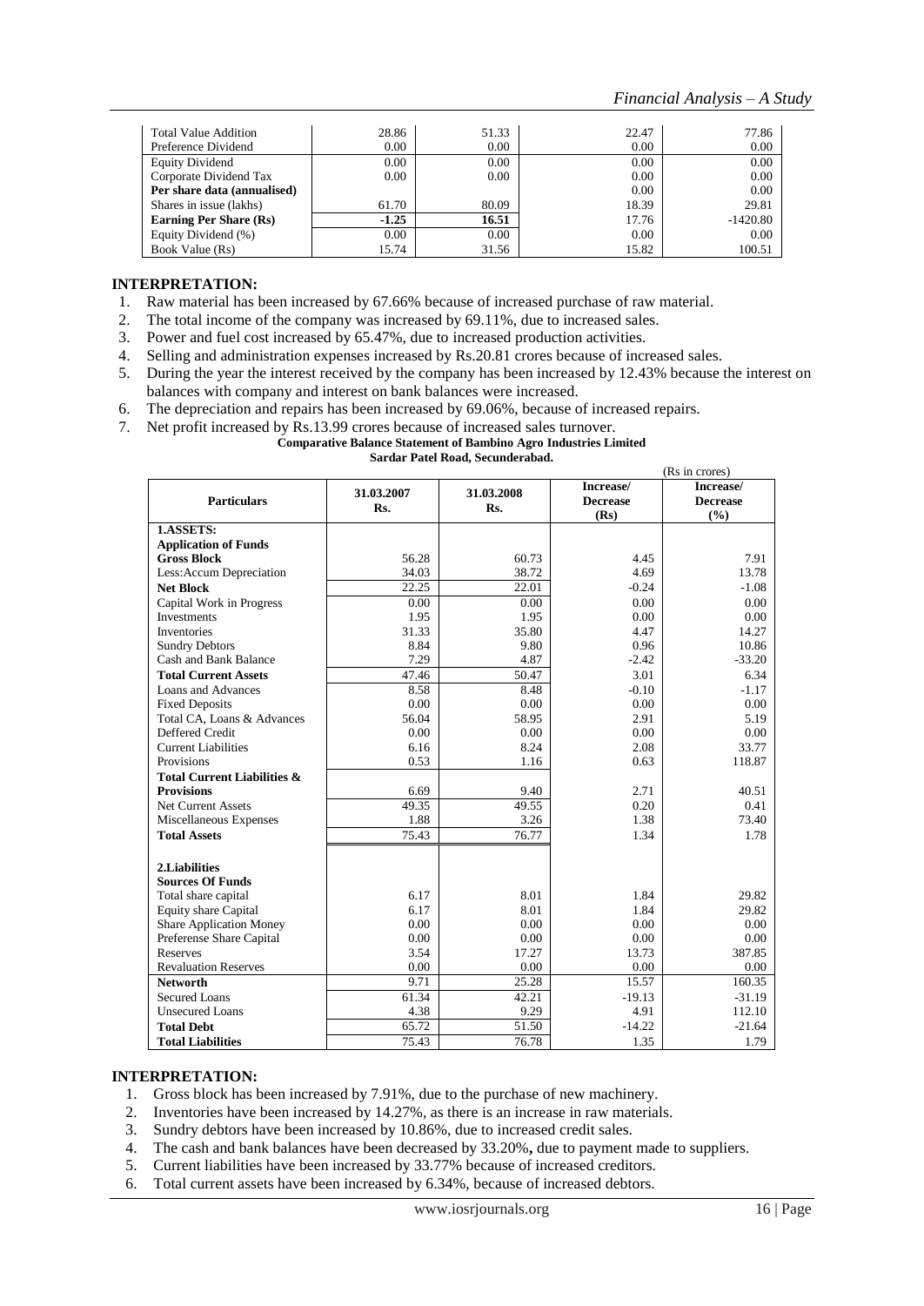| | | | | |
|---|---|---|---|---|
| Total Value Addition | 28.86 | 51.33 | 22.47 | 77.86 |
| Preference Dividend | 0.00 | 0.00 | 0.00 | 0.00 |
| Equity Dividend | 0.00 | 0.00 | 0.00 | 0.00 |
| Corporate Dividend Tax | 0.00 | 0.00 | 0.00 | 0.00 |
| **Per share data (annualised)** | | | 0.00 | 0.00 |
| Shares in issue (lakhs) | 61.70 | 80.09 | 18.39 | 29.81 |
| **Earning Per Share (Rs)** | **-1.25** | **16.51** | 17.76 | -1420.80 |
| Equity Dividend (%) | 0.00 | 0.00 | 0.00 | 0.00 |
| Book Value (Rs) | 15.74 | 31.56 | 15.82 | 100.51 |

### INTERPRETATION:

1. Raw material has been increased by 67.66% because of increased purchase of raw material.
2. The total income of the company was increased by 69.11%, due to increased sales.
3. Power and fuel cost increased by 65.47%, due to increased production activities.
4. Selling and administration expenses increased by Rs.20.81 crores because of increased sales.
5. During the year the interest received by the company has been increased by 12.43% because the interest on balances with company and interest on bank balances were increased.
6. The depreciation and repairs has been increased by 69.06%, because of increased repairs.
7. Net profit increased by Rs.13.99 crores because of increased sales turnover.

**Comparative Balance Statement of Bambino Agro Industries Limited**
**Sardar Patel Road, Secunderabad.**

(Rs in crores)

| Particulars | 31.03.2007 Rs. | 31.03.2008 Rs. | Increase/ Decrease (Rs) | Increase/ Decrease (%) |
|---|---|---|---|---|
| **1.ASSETS:** | | | | |
| **Application of Funds** | | | | |
| **Gross Block** | 56.28 | 60.73 | 4.45 | 7.91 |
| Less:Accum Depreciation | 34.03 | 38.72 | 4.69 | 13.78 |
| **Net Block** | 22.25 | 22.01 | -0.24 | -1.08 |
| Capital Work in Progress | 0.00 | 0.00 | 0.00 | 0.00 |
| Investments | 1.95 | 1.95 | 0.00 | 0.00 |
| Inventories | 31.33 | 35.80 | 4.47 | 14.27 |
| Sundry Debtors | 8.84 | 9.80 | 0.96 | 10.86 |
| Cash and Bank Balance | 7.29 | 4.87 | -2.42 | -33.20 |
| **Total Current Assets** | 47.46 | 50.47 | 3.01 | 6.34 |
| Loans and Advances | 8.58 | 8.48 | -0.10 | -1.17 |
| Fixed Deposits | 0.00 | 0.00 | 0.00 | 0.00 |
| Total CA, Loans & Advances | 56.04 | 58.95 | 2.91 | 5.19 |
| Deffered Credit | 0.00 | 0.00 | 0.00 | 0.00 |
| Current Liabilities | 6.16 | 8.24 | 2.08 | 33.77 |
| Provisions | 0.53 | 1.16 | 0.63 | 118.87 |
| **Total Current Liabilities & Provisions** | 6.69 | 9.40 | 2.71 | 40.51 |
| Net Current Assets | 49.35 | 49.55 | 0.20 | 0.41 |
| Miscellaneous Expenses | 1.88 | 3.26 | 1.38 | 73.40 |
| **Total Assets** | 75.43 | 76.77 | 1.34 | 1.78 |
| **2.Liabilities** | | | | |
| **Sources Of Funds** | | | | |
| Total share capital | 6.17 | 8.01 | 1.84 | 29.82 |
| Equity share Capital | 6.17 | 8.01 | 1.84 | 29.82 |
| Share Application Money | 0.00 | 0.00 | 0.00 | 0.00 |
| Preferense Share Capital | 0.00 | 0.00 | 0.00 | 0.00 |
| Reserves | 3.54 | 17.27 | 13.73 | 387.85 |
| Revaluation Reserves | 0.00 | 0.00 | 0.00 | 0.00 |
| **Networth** | 9.71 | 25.28 | 15.57 | 160.35 |
| Secured Loans | 61.34 | 42.21 | -19.13 | -31.19 |
| Unsecured Loans | 4.38 | 9.29 | 4.91 | 112.10 |
| **Total Debt** | 65.72 | 51.50 | -14.22 | -21.64 |
| **Total Liabilities** | 75.43 | 76.78 | 1.35 | 1.79 |

### INTERPRETATION:

1. Gross block has been increased by 7.91%, due to the purchase of new machinery.
2. Inventories have been increased by 14.27%, as there is an increase in raw materials.
3. Sundry debtors have been increased by 10.86%, due to increased credit sales.
4. The cash and bank balances have been decreased by 33.20%**,** due to payment made to suppliers.
5. Current liabilities have been increased by 33.77% because of increased creditors.
6. Total current assets have been increased by 6.34%, because of increased debtors.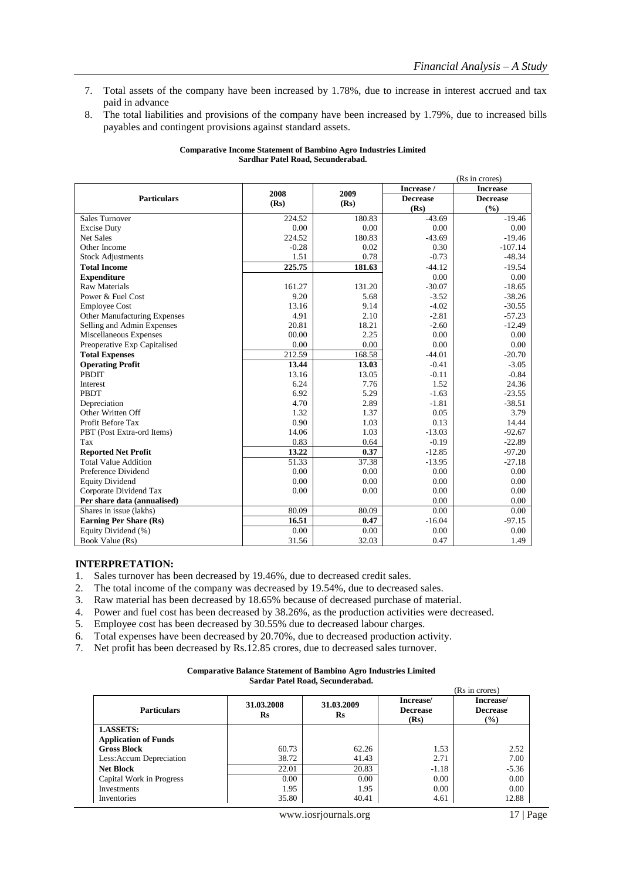7. Total assets of the company have been increased by 1.78%, due to increase in interest accrued and tax paid in advance
8. The total liabilities and provisions of the company have been increased by 1.79%, due to increased bills payables and contingent provisions against standard assets.

**Comparative Income Statement of Bambino Agro Industries Limited**
**Sardhar Patel Road, Secunderabad.**

(Rs in crores)

| Particulars | 2008 (Rs) | 2009 (Rs) | Increase / Decrease (Rs) | Increase Decrease (%) |
|---|---|---|---|---|
| Sales Turnover | 224.52 | 180.83 | -43.69 | -19.46 |
| Excise Duty | 0.00 | 0.00 | 0.00 | 0.00 |
| Net Sales | 224.52 | 180.83 | -43.69 | -19.46 |
| Other Income | -0.28 | 0.02 | 0.30 | -107.14 |
| Stock Adjustments | 1.51 | 0.78 | -0.73 | -48.34 |
| **Total Income** | **225.75** | **181.63** | -44.12 | -19.54 |
| **Expenditure** | | | 0.00 | 0.00 |
| Raw Materials | 161.27 | 131.20 | -30.07 | -18.65 |
| Power & Fuel Cost | 9.20 | 5.68 | -3.52 | -38.26 |
| Employee Cost | 13.16 | 9.14 | -4.02 | -30.55 |
| Other Manufacturing Expenses | 4.91 | 2.10 | -2.81 | -57.23 |
| Selling and Admin Expenses | 20.81 | 18.21 | -2.60 | -12.49 |
| Miscellaneous Expenses | 00.00 | 2.25 | 0.00 | 0.00 |
| Preoperative Exp Capitalised | 0.00 | 0.00 | 0.00 | 0.00 |
| **Total Expenses** | 212.59 | 168.58 | -44.01 | -20.70 |
| **Operating Profit** | **13.44** | **13.03** | -0.41 | -3.05 |
| PBDIT | 13.16 | 13.05 | -0.11 | -0.84 |
| Interest | 6.24 | 7.76 | 1.52 | 24.36 |
| PBDT | 6.92 | 5.29 | -1.63 | -23.55 |
| Depreciation | 4.70 | 2.89 | -1.81 | -38.51 |
| Other Written Off | 1.32 | 1.37 | 0.05 | 3.79 |
| Profit Before Tax | 0.90 | 1.03 | 0.13 | 14.44 |
| PBT (Post Extra-ord Items) | 14.06 | 1.03 | -13.03 | -92.67 |
| Tax | 0.83 | 0.64 | -0.19 | -22.89 |
| **Reported Net Profit** | **13.22** | **0.37** | -12.85 | -97.20 |
| Total Value Addition | 51.33 | 37.38 | -13.95 | -27.18 |
| Preference Dividend | 0.00 | 0.00 | 0.00 | 0.00 |
| Equity Dividend | 0.00 | 0.00 | 0.00 | 0.00 |
| Corporate Dividend Tax | 0.00 | 0.00 | 0.00 | 0.00 |
| **Per share data (annualised)** | | | 0.00 | 0.00 |
| Shares in issue (lakhs) | 80.09 | 80.09 | 0.00 | 0.00 |
| **Earning Per Share (Rs)** | **16.51** | **0.47** | -16.04 | -97.15 |
| Equity Dividend (%) | 0.00 | 0.00 | 0.00 | 0.00 |
| Book Value (Rs) | 31.56 | 32.03 | 0.47 | 1.49 |

## INTERPRETATION:

1. Sales turnover has been decreased by 19.46%, due to decreased credit sales.
2. The total income of the company was decreased by 19.54%, due to decreased sales.
3. Raw material has been decreased by 18.65% because of decreased purchase of material.
4. Power and fuel cost has been decreased by 38.26%, as the production activities were decreased.
5. Employee cost has been decreased by 30.55% due to decreased labour charges.
6. Total expenses have been decreased by 20.70%, due to decreased production activity.
7. Net profit has been decreased by Rs.12.85 crores, due to decreased sales turnover.

**Comparative Balance Statement of Bambino Agro Industries Limited**
**Sardar Patel Road, Secunderabad.**

(Rs in crores)

| Particulars | 31.03.2008 Rs | 31.03.2009 Rs | Increase/ Decrease (Rs) | Increase/ Decrease (%) |
|---|---|---|---|---|
| **1.ASSETS:** | | | | |
| **Application of Funds** | | | | |
| **Gross Block** | 60.73 | 62.26 | 1.53 | 2.52 |
| Less:Accum Depreciation | 38.72 | 41.43 | 2.71 | 7.00 |
| **Net Block** | 22.01 | 20.83 | -1.18 | -5.36 |
| Capital Work in Progress | 0.00 | 0.00 | 0.00 | 0.00 |
| Investments | 1.95 | 1.95 | 0.00 | 0.00 |
| Inventories | 35.80 | 40.41 | 4.61 | 12.88 |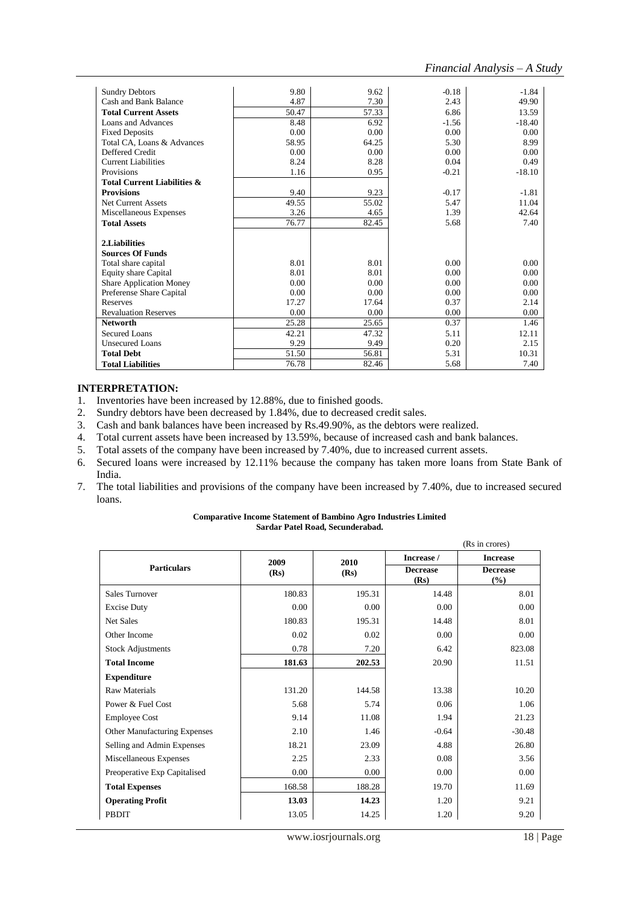| | | | | |
|---|---|---|---|---|
| Sundry Debtors | 9.80 | 9.62 | -0.18 | -1.84 |
| Cash and Bank Balance | 4.87 | 7.30 | 2.43 | 49.90 |
| **Total Current Assets** | 50.47 | 57.33 | 6.86 | 13.59 |
| Loans and Advances | 8.48 | 6.92 | -1.56 | -18.40 |
| Fixed Deposits | 0.00 | 0.00 | 0.00 | 0.00 |
| Total CA, Loans & Advances | 58.95 | 64.25 | 5.30 | 8.99 |
| Deffered Credit | 0.00 | 0.00 | 0.00 | 0.00 |
| Current Liabilities | 8.24 | 8.28 | 0.04 | 0.49 |
| Provisions | 1.16 | 0.95 | -0.21 | -18.10 |
| **Total Current Liabilities & Provisions** | 9.40 | 9.23 | -0.17 | -1.81 |
| Net Current Assets | 49.55 | 55.02 | 5.47 | 11.04 |
| Miscellaneous Expenses | 3.26 | 4.65 | 1.39 | 42.64 |
| **Total Assets** | 76.77 | 82.45 | 5.68 | 7.40 |
| **2.Liabilities** | | | | |
| **Sources Of Funds** | | | | |
| Total share capital | 8.01 | 8.01 | 0.00 | 0.00 |
| Equity share Capital | 8.01 | 8.01 | 0.00 | 0.00 |
| Share Application Money | 0.00 | 0.00 | 0.00 | 0.00 |
| Preferense Share Capital | 0.00 | 0.00 | 0.00 | 0.00 |
| Reserves | 17.27 | 17.64 | 0.37 | 2.14 |
| Revaluation Reserves | 0.00 | 0.00 | 0.00 | 0.00 |
| **Networth** | 25.28 | 25.65 | 0.37 | 1.46 |
| Secured Loans | 42.21 | 47.32 | 5.11 | 12.11 |
| Unsecured Loans | 9.29 | 9.49 | 0.20 | 2.15 |
| **Total Debt** | 51.50 | 56.81 | 5.31 | 10.31 |
| **Total Liabilities** | 76.78 | 82.46 | 5.68 | 7.40 |

## INTERPRETATION:

1. Inventories have been increased by 12.88%, due to finished goods.
2. Sundry debtors have been decreased by 1.84%, due to decreased credit sales.
3. Cash and bank balances have been increased by Rs.49.90%, as the debtors were realized.
4. Total current assets have been increased by 13.59%, because of increased cash and bank balances.
5. Total assets of the company have been increased by 7.40%, due to increased current assets.
6. Secured loans were increased by 12.11% because the company has taken more loans from State Bank of India.
7. The total liabilities and provisions of the company have been increased by 7.40%, due to increased secured loans.

**Comparative Income Statement of Bambino Agro Industries Limited**
**Sardar Patel Road, Secunderabad.**

(Rs in crores)

| Particulars | 2009 (Rs) | 2010 (Rs) | Increase / Decrease (Rs) | Increase Decrease (%) |
|---|---|---|---|---|
| Sales Turnover | 180.83 | 195.31 | 14.48 | 8.01 |
| Excise Duty | 0.00 | 0.00 | 0.00 | 0.00 |
| Net Sales | 180.83 | 195.31 | 14.48 | 8.01 |
| Other Income | 0.02 | 0.02 | 0.00 | 0.00 |
| Stock Adjustments | 0.78 | 7.20 | 6.42 | 823.08 |
| **Total Income** | **181.63** | **202.53** | 20.90 | 11.51 |
| **Expenditure** | | | | |
| Raw Materials | 131.20 | 144.58 | 13.38 | 10.20 |
| Power & Fuel Cost | 5.68 | 5.74 | 0.06 | 1.06 |
| Employee Cost | 9.14 | 11.08 | 1.94 | 21.23 |
| Other Manufacturing Expenses | 2.10 | 1.46 | -0.64 | -30.48 |
| Selling and Admin Expenses | 18.21 | 23.09 | 4.88 | 26.80 |
| Miscellaneous Expenses | 2.25 | 2.33 | 0.08 | 3.56 |
| Preoperative Exp Capitalised | 0.00 | 0.00 | 0.00 | 0.00 |
| **Total Expenses** | 168.58 | 188.28 | 19.70 | 11.69 |
| **Operating Profit** | **13.03** | **14.23** | 1.20 | 9.21 |
| PBDIT | 13.05 | 14.25 | 1.20 | 9.20 |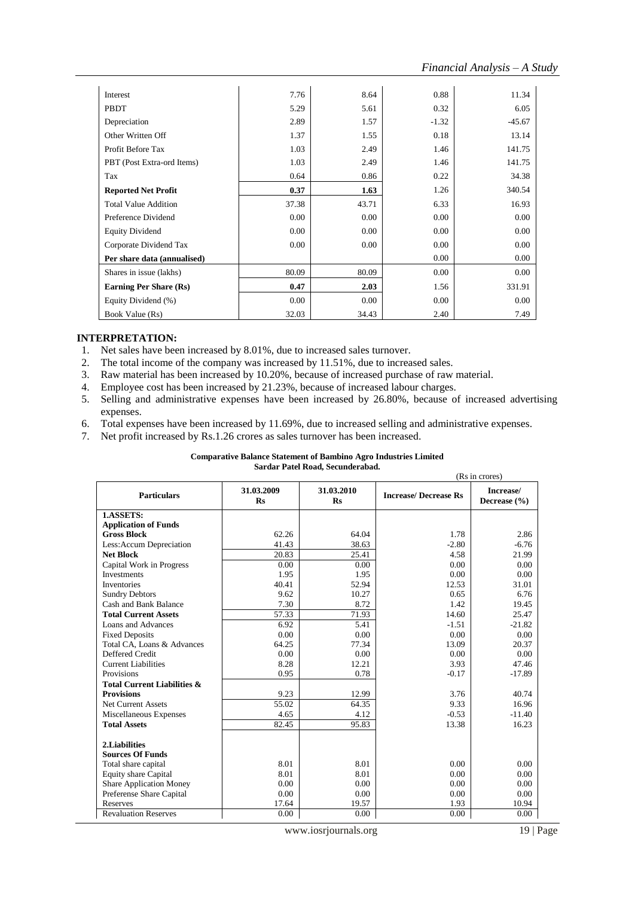| Interest | 7.76 | 8.64 | 0.88 | 11.34 |
|---|---|---|---|---|
| PBDT | 5.29 | 5.61 | 0.32 | 6.05 |
| Depreciation | 2.89 | 1.57 | -1.32 | -45.67 |
| Other Written Off | 1.37 | 1.55 | 0.18 | 13.14 |
| Profit Before Tax | 1.03 | 2.49 | 1.46 | 141.75 |
| PBT (Post Extra-ord Items) | 1.03 | 2.49 | 1.46 | 141.75 |
| Tax | 0.64 | 0.86 | 0.22 | 34.38 |
| **Reported Net Profit** | **0.37** | **1.63** | 1.26 | 340.54 |
| Total Value Addition | 37.38 | 43.71 | 6.33 | 16.93 |
| Preference Dividend | 0.00 | 0.00 | 0.00 | 0.00 |
| Equity Dividend | 0.00 | 0.00 | 0.00 | 0.00 |
| Corporate Dividend Tax | 0.00 | 0.00 | 0.00 | 0.00 |
| **Per share data (annualised)** | | | 0.00 | 0.00 |
| Shares in issue (lakhs) | 80.09 | 80.09 | 0.00 | 0.00 |
| **Earning Per Share (Rs)** | **0.47** | **2.03** | 1.56 | 331.91 |
| Equity Dividend (%) | 0.00 | 0.00 | 0.00 | 0.00 |
| Book Value (Rs) | 32.03 | 34.43 | 2.40 | 7.49 |

### INTERPRETATION:

1. Net sales have been increased by 8.01%, due to increased sales turnover.
2. The total income of the company was increased by 11.51%, due to increased sales.
3. Raw material has been increased by 10.20%, because of increased purchase of raw material.
4. Employee cost has been increased by 21.23%, because of increased labour charges.
5. Selling and administrative expenses have been increased by 26.80%, because of increased advertising expenses.
6. Total expenses have been increased by 11.69%, due to increased selling and administrative expenses.
7. Net profit increased by Rs.1.26 crores as sales turnover has been increased.

**Comparative Balance Statement of Bambino Agro Industries Limited**
**Sardar Patel Road, Secunderabad.**

(Rs in crores)

| Particulars | 31.03.2009 Rs | 31.03.2010 Rs | Increase/ Decrease Rs | Increase/ Decrease (%) |
|---|---|---|---|---|
| **1.ASSETS:** | | | | |
| **Application of Funds** | | | | |
| **Gross Block** | 62.26 | 64.04 | 1.78 | 2.86 |
| Less:Accum Depreciation | 41.43 | 38.63 | -2.80 | -6.76 |
| **Net Block** | 20.83 | 25.41 | 4.58 | 21.99 |
| Capital Work in Progress | 0.00 | 0.00 | 0.00 | 0.00 |
| Investments | 1.95 | 1.95 | 0.00 | 0.00 |
| Inventories | 40.41 | 52.94 | 12.53 | 31.01 |
| Sundry Debtors | 9.62 | 10.27 | 0.65 | 6.76 |
| Cash and Bank Balance | 7.30 | 8.72 | 1.42 | 19.45 |
| **Total Current Assets** | 57.33 | 71.93 | 14.60 | 25.47 |
| Loans and Advances | 6.92 | 5.41 | -1.51 | -21.82 |
| Fixed Deposits | 0.00 | 0.00 | 0.00 | 0.00 |
| Total CA, Loans & Advances | 64.25 | 77.34 | 13.09 | 20.37 |
| Deffered Credit | 0.00 | 0.00 | 0.00 | 0.00 |
| Current Liabilities | 8.28 | 12.21 | 3.93 | 47.46 |
| Provisions | 0.95 | 0.78 | -0.17 | -17.89 |
| **Total Current Liabilities & Provisions** | 9.23 | 12.99 | 3.76 | 40.74 |
| Net Current Assets | 55.02 | 64.35 | 9.33 | 16.96 |
| Miscellaneous Expenses | 4.65 | 4.12 | -0.53 | -11.40 |
| **Total Assets** | 82.45 | 95.83 | 13.38 | 16.23 |
| **2.Liabilities** | | | | |
| **Sources Of Funds** | | | | |
| Total share capital | 8.01 | 8.01 | 0.00 | 0.00 |
| Equity share Capital | 8.01 | 8.01 | 0.00 | 0.00 |
| Share Application Money | 0.00 | 0.00 | 0.00 | 0.00 |
| Preferense Share Capital | 0.00 | 0.00 | 0.00 | 0.00 |
| Reserves | 17.64 | 19.57 | 1.93 | 10.94 |
| Revaluation Reserves | 0.00 | 0.00 | 0.00 | 0.00 |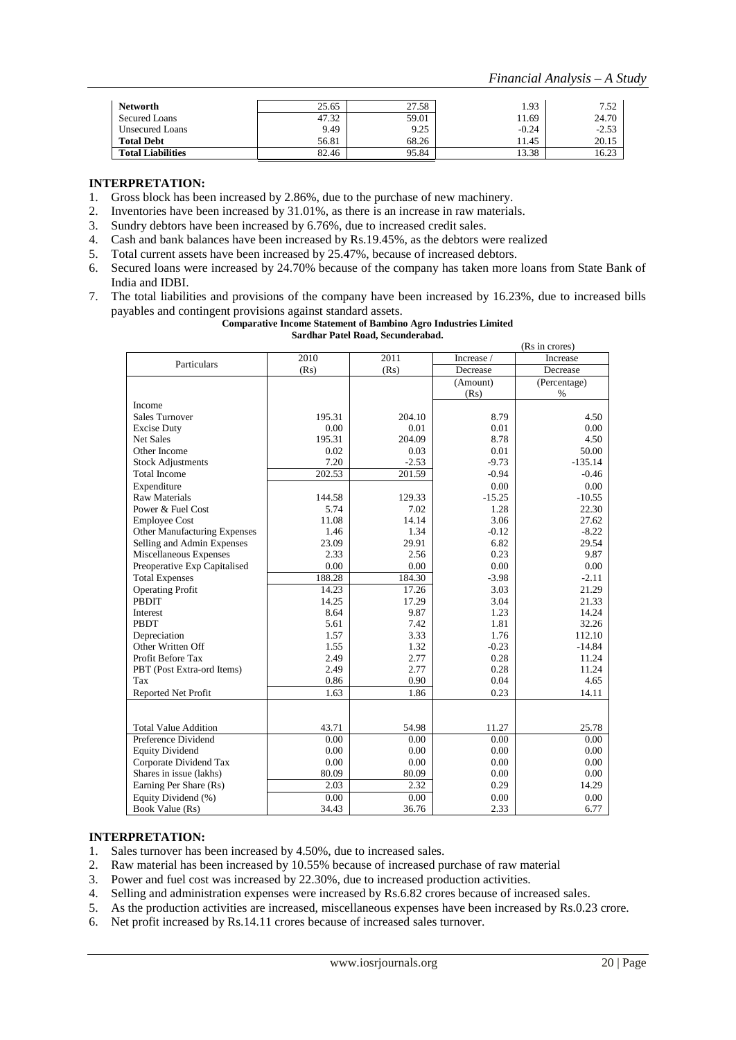| Networth | 25.65 | 27.58 | 1.93 | 7.52 |
|---|---|---|---|---|
| Secured Loans | 47.32 | 59.01 | 11.69 | 24.70 |
| Unsecured Loans | 9.49 | 9.25 | -0.24 | -2.53 |
| **Total Debt** | 56.81 | 68.26 | 11.45 | 20.15 |
| **Total Liabilities** | 82.46 | 95.84 | 13.38 | 16.23 |

### INTERPRETATION:

1. Gross block has been increased by 2.86%, due to the purchase of new machinery.
2. Inventories have been increased by 31.01%, as there is an increase in raw materials.
3. Sundry debtors have been increased by 6.76%, due to increased credit sales.
4. Cash and bank balances have been increased by Rs.19.45%, as the debtors were realized
5. Total current assets have been increased by 25.47%, because of increased debtors.
6. Secured loans were increased by 24.70% because of the company has taken more loans from State Bank of India and IDBI.
7. The total liabilities and provisions of the company have been increased by 16.23%, due to increased bills payables and contingent provisions against standard assets.

**Comparative Income Statement of Bambino Agro Industries Limited**
**Sardhar Patel Road, Secunderabad.**

(Rs in crores)

| Particulars | 2010 (Rs) | 2011 (Rs) | Increase / Decrease (Amount) (Rs) | Increase Decrease (Percentage) % |
|---|---|---|---|---|
| Income | | | | |
| Sales Turnover | 195.31 | 204.10 | 8.79 | 4.50 |
| Excise Duty | 0.00 | 0.01 | 0.01 | 0.00 |
| Net Sales | 195.31 | 204.09 | 8.78 | 4.50 |
| Other Income | 0.02 | 0.03 | 0.01 | 50.00 |
| Stock Adjustments | 7.20 | -2.53 | -9.73 | -135.14 |
| Total Income | 202.53 | 201.59 | -0.94 | -0.46 |
| Expenditure | | | 0.00 | 0.00 |
| Raw Materials | 144.58 | 129.33 | -15.25 | -10.55 |
| Power & Fuel Cost | 5.74 | 7.02 | 1.28 | 22.30 |
| Employee Cost | 11.08 | 14.14 | 3.06 | 27.62 |
| Other Manufacturing Expenses | 1.46 | 1.34 | -0.12 | -8.22 |
| Selling and Admin Expenses | 23.09 | 29.91 | 6.82 | 29.54 |
| Miscellaneous Expenses | 2.33 | 2.56 | 0.23 | 9.87 |
| Preoperative Exp Capitalised | 0.00 | 0.00 | 0.00 | 0.00 |
| Total Expenses | 188.28 | 184.30 | -3.98 | -2.11 |
| Operating Profit | 14.23 | 17.26 | 3.03 | 21.29 |
| PBDIT | 14.25 | 17.29 | 3.04 | 21.33 |
| Interest | 8.64 | 9.87 | 1.23 | 14.24 |
| PBDT | 5.61 | 7.42 | 1.81 | 32.26 |
| Depreciation | 1.57 | 3.33 | 1.76 | 112.10 |
| Other Written Off | 1.55 | 1.32 | -0.23 | -14.84 |
| Profit Before Tax | 2.49 | 2.77 | 0.28 | 11.24 |
| PBT (Post Extra-ord Items) | 2.49 | 2.77 | 0.28 | 11.24 |
| Tax | 0.86 | 0.90 | 0.04 | 4.65 |
| Reported Net Profit | 1.63 | 1.86 | 0.23 | 14.11 |
| | | | | |
| Total Value Addition | 43.71 | 54.98 | 11.27 | 25.78 |
| Preference Dividend | 0.00 | 0.00 | 0.00 | 0.00 |
| Equity Dividend | 0.00 | 0.00 | 0.00 | 0.00 |
| Corporate Dividend Tax | 0.00 | 0.00 | 0.00 | 0.00 |
| Shares in issue (lakhs) | 80.09 | 80.09 | 0.00 | 0.00 |
| Earning Per Share (Rs) | 2.03 | 2.32 | 0.29 | 14.29 |
| Equity Dividend (%) | 0.00 | 0.00 | 0.00 | 0.00 |
| Book Value (Rs) | 34.43 | 36.76 | 2.33 | 6.77 |

### INTERPRETATION:

1. Sales turnover has been increased by 4.50%, due to increased sales.
2. Raw material has been increased by 10.55% because of increased purchase of raw material
3. Power and fuel cost was increased by 22.30%, due to increased production activities.
4. Selling and administration expenses were increased by Rs.6.82 crores because of increased sales.
5. As the production activities are increased, miscellaneous expenses have been increased by Rs.0.23 crore.
6. Net profit increased by Rs.14.11 crores because of increased sales turnover.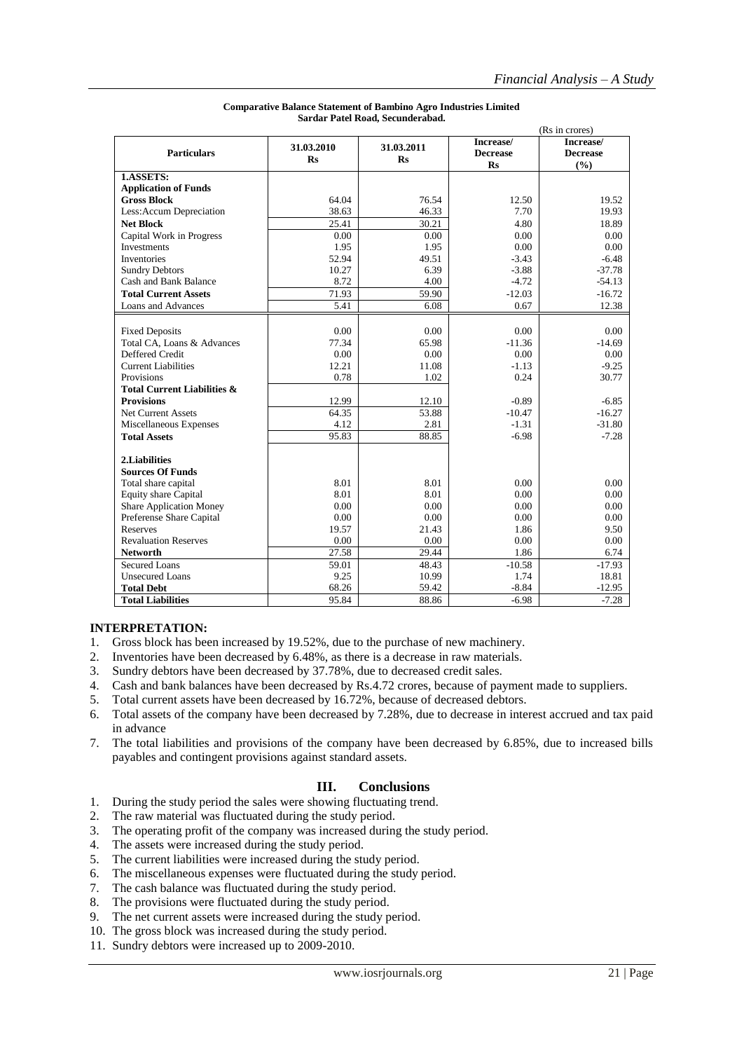**Comparative Balance Statement of Bambino Agro Industries Limited**
**Sardar Patel Road, Secunderabad.**

(Rs in crores)

| Particulars | 31.03.2010 Rs | 31.03.2011 Rs | Increase/ Decrease Rs | Increase/ Decrease (%) |
|---|---|---|---|---|
| **1.ASSETS:** | | | | |
| **Application of Funds** | | | | |
| **Gross Block** | 64.04 | 76.54 | 12.50 | 19.52 |
| Less:Accum Depreciation | 38.63 | 46.33 | 7.70 | 19.93 |
| **Net Block** | 25.41 | 30.21 | 4.80 | 18.89 |
| Capital Work in Progress | 0.00 | 0.00 | 0.00 | 0.00 |
| Investments | 1.95 | 1.95 | 0.00 | 0.00 |
| Inventories | 52.94 | 49.51 | -3.43 | -6.48 |
| Sundry Debtors | 10.27 | 6.39 | -3.88 | -37.78 |
| Cash and Bank Balance | 8.72 | 4.00 | -4.72 | -54.13 |
| **Total Current Assets** | 71.93 | 59.90 | -12.03 | -16.72 |
| Loans and Advances | 5.41 | 6.08 | 0.67 | 12.38 |
| Fixed Deposits | 0.00 | 0.00 | 0.00 | 0.00 |
| Total CA, Loans & Advances | 77.34 | 65.98 | -11.36 | -14.69 |
| Deffered Credit | 0.00 | 0.00 | 0.00 | 0.00 |
| Current Liabilities | 12.21 | 11.08 | -1.13 | -9.25 |
| Provisions | 0.78 | 1.02 | 0.24 | 30.77 |
| **Total Current Liabilities & Provisions** | 12.99 | 12.10 | -0.89 | -6.85 |
| Net Current Assets | 64.35 | 53.88 | -10.47 | -16.27 |
| Miscellaneous Expenses | 4.12 | 2.81 | -1.31 | -31.80 |
| **Total Assets** | 95.83 | 88.85 | -6.98 | -7.28 |
| **2.Liabilities** | | | | |
| **Sources Of Funds** | | | | |
| Total share capital | 8.01 | 8.01 | 0.00 | 0.00 |
| Equity share Capital | 8.01 | 8.01 | 0.00 | 0.00 |
| Share Application Money | 0.00 | 0.00 | 0.00 | 0.00 |
| Preferense Share Capital | 0.00 | 0.00 | 0.00 | 0.00 |
| Reserves | 19.57 | 21.43 | 1.86 | 9.50 |
| Revaluation Reserves | 0.00 | 0.00 | 0.00 | 0.00 |
| **Networth** | 27.58 | 29.44 | 1.86 | 6.74 |
| Secured Loans | 59.01 | 48.43 | -10.58 | -17.93 |
| Unsecured Loans | 9.25 | 10.99 | 1.74 | 18.81 |
| **Total Debt** | 68.26 | 59.42 | -8.84 | -12.95 |
| **Total Liabilities** | 95.84 | 88.86 | -6.98 | -7.28 |

**INTERPRETATION:**

1. Gross block has been increased by 19.52%, due to the purchase of new machinery.
2. Inventories have been decreased by 6.48%, as there is a decrease in raw materials.
3. Sundry debtors have been decreased by 37.78%, due to decreased credit sales.
4. Cash and bank balances have been decreased by Rs.4.72 crores, because of payment made to suppliers.
5. Total current assets have been decreased by 16.72%, because of decreased debtors.
6. Total assets of the company have been decreased by 7.28%, due to decrease in interest accrued and tax paid in advance
7. The total liabilities and provisions of the company have been decreased by 6.85%, due to increased bills payables and contingent provisions against standard assets.

## III. Conclusions

1. During the study period the sales were showing fluctuating trend.
2. The raw material was fluctuated during the study period.
3. The operating profit of the company was increased during the study period.
4. The assets were increased during the study period.
5. The current liabilities were increased during the study period.
6. The miscellaneous expenses were fluctuated during the study period.
7. The cash balance was fluctuated during the study period.
8. The provisions were fluctuated during the study period.
9. The net current assets were increased during the study period.
10. The gross block was increased during the study period.
11. Sundry debtors were increased up to 2009-2010.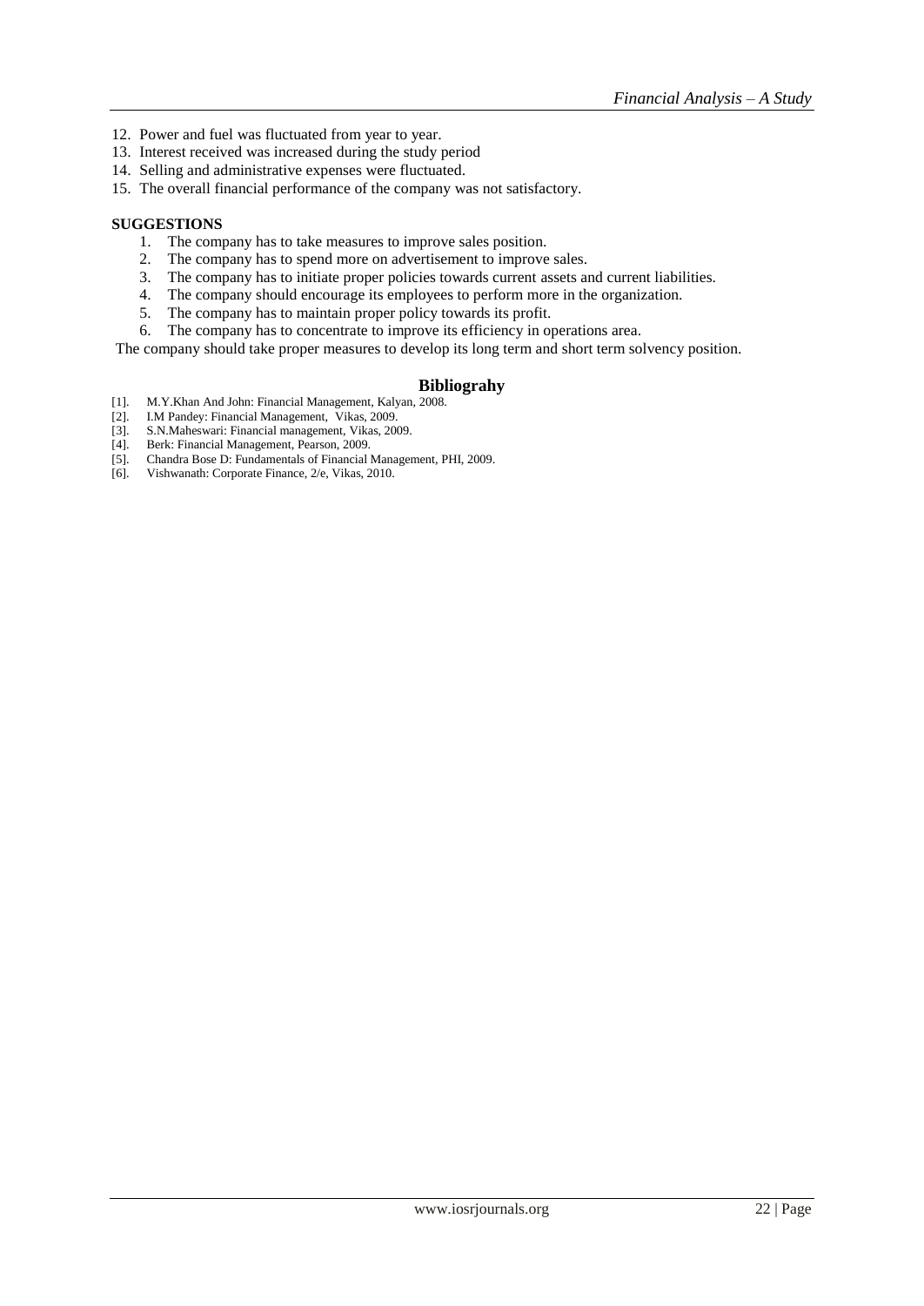12. Power and fuel was fluctuated from year to year.
13. Interest received was increased during the study period
14. Selling and administrative expenses were fluctuated.
15. The overall financial performance of the company was not satisfactory.

**SUGGESTIONS**

1. The company has to take measures to improve sales position.
2. The company has to spend more on advertisement to improve sales.
3. The company has to initiate proper policies towards current assets and current liabilities.
4. The company should encourage its employees to perform more in the organization.
5. The company has to maintain proper policy towards its profit.
6. The company has to concentrate to improve its efficiency in operations area.

The company should take proper measures to develop its long term and short term solvency position.

## Bibliograhy

[1]. M.Y.Khan And John: Financial Management, Kalyan, 2008.
[2]. I.M Pandey: Financial Management, Vikas, 2009.
[3]. S.N.Maheswari: Financial management, Vikas, 2009.
[4]. Berk: Financial Management, Pearson, 2009.
[5]. Chandra Bose D: Fundamentals of Financial Management, PHI, 2009.
[6]. Vishwanath: Corporate Finance, 2/e, Vikas, 2010.